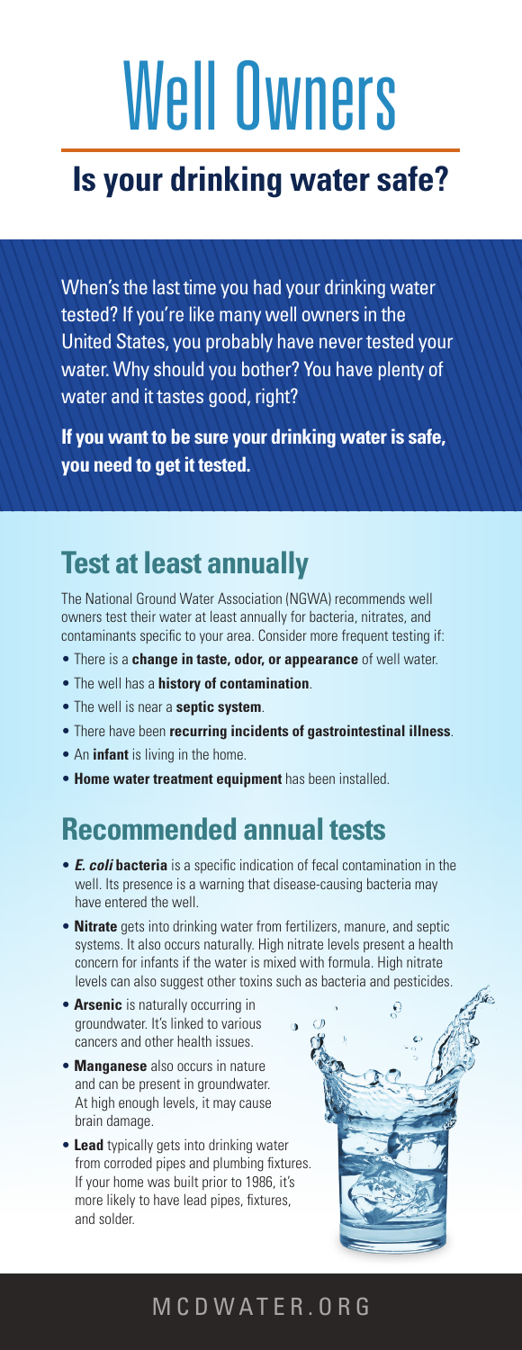# Well Owners

## Is your drinking water safe?

When's the last time you had your drinking water tested? If you're like many well owners in the United States, you probably have never tested your water. Why should you bother? You have plenty of water and it tastes good, right?

**If you want to be sure your drinking water is safe, you need to get it tested.**

## Test at least annually

The National Ground Water Association (NGWA) recommends well owners test their water at least annually for bacteria, nitrates, and contaminants specific to your area. Consider more frequent testing if:

- There is a **change in taste, odor, or appearance** of well water.
- The well has a **history of contamination**.
- The well is near a **septic system**.
- There have been **recurring incidents of gastrointestinal illness**.
- An **infant** is living in the home.
- **Home water treatment equipment** has been installed.

## Recommended annual tests

- ***E. coli* bacteria** is a specific indication of fecal contamination in the well. Its presence is a warning that disease-causing bacteria may have entered the well.
- **Nitrate** gets into drinking water from fertilizers, manure, and septic systems. It also occurs naturally. High nitrate levels present a health concern for infants if the water is mixed with formula. High nitrate levels can also suggest other toxins such as bacteria and pesticides.
- **Arsenic** is naturally occurring in groundwater. It's linked to various cancers and other health issues.
- **Manganese** also occurs in nature and can be present in groundwater. At high enough levels, it may cause brain damage.
- **Lead** typically gets into drinking water from corroded pipes and plumbing fixtures. If your home was built prior to 1986, it's more likely to have lead pipes, fixtures, and solder.

MCDWATER.ORG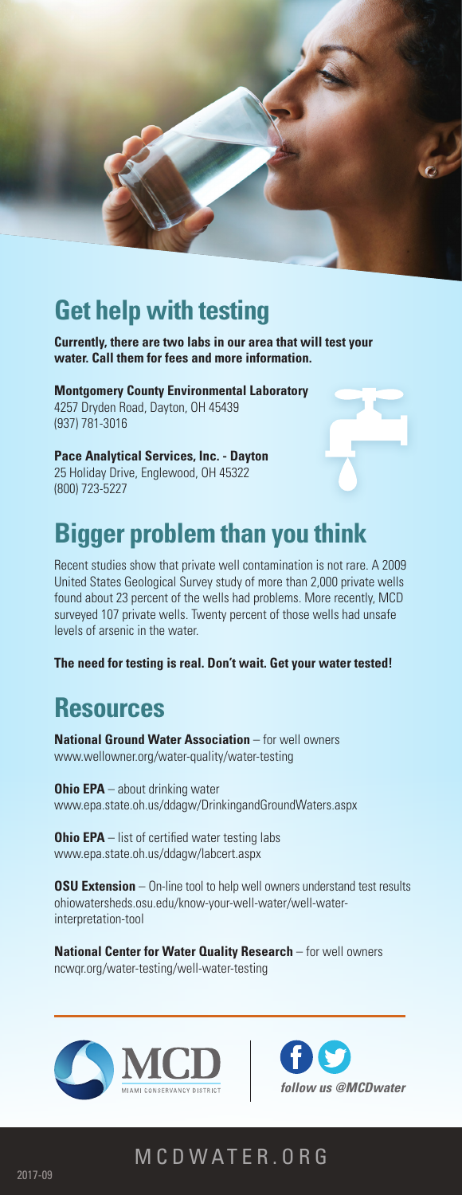## Get help with testing

**Currently, there are two labs in our area that will test your water. Call them for fees and more information.**

**Montgomery County Environmental Laboratory**
4257 Dryden Road, Dayton, OH 45439
(937) 781-3016

**Pace Analytical Services, Inc. - Dayton**
25 Holiday Drive, Englewood, OH 45322
(800) 723-5227

## Bigger problem than you think

Recent studies show that private well contamination is not rare. A 2009 United States Geological Survey study of more than 2,000 private wells found about 23 percent of the wells had problems. More recently, MCD surveyed 107 private wells. Twenty percent of those wells had unsafe levels of arsenic in the water.

**The need for testing is real. Don't wait. Get your water tested!**

## Resources

**National Ground Water Association** – for well owners
www.wellowner.org/water-quality/water-testing

**Ohio EPA** – about drinking water
www.epa.state.oh.us/ddagw/DrinkingandGroundWaters.aspx

**Ohio EPA** – list of certified water testing labs
www.epa.state.oh.us/ddagw/labcert.aspx

**OSU Extension** – On-line tool to help well owners understand test results
ohiowatersheds.osu.edu/know-your-well-water/well-water-interpretation-tool

**National Center for Water Quality Research** – for well owners
ncwqr.org/water-testing/well-water-testing

MCD MIAMI CONSERVANCY DISTRICT

*follow us @MCDwater*

MCDWATER.ORG

2017-09